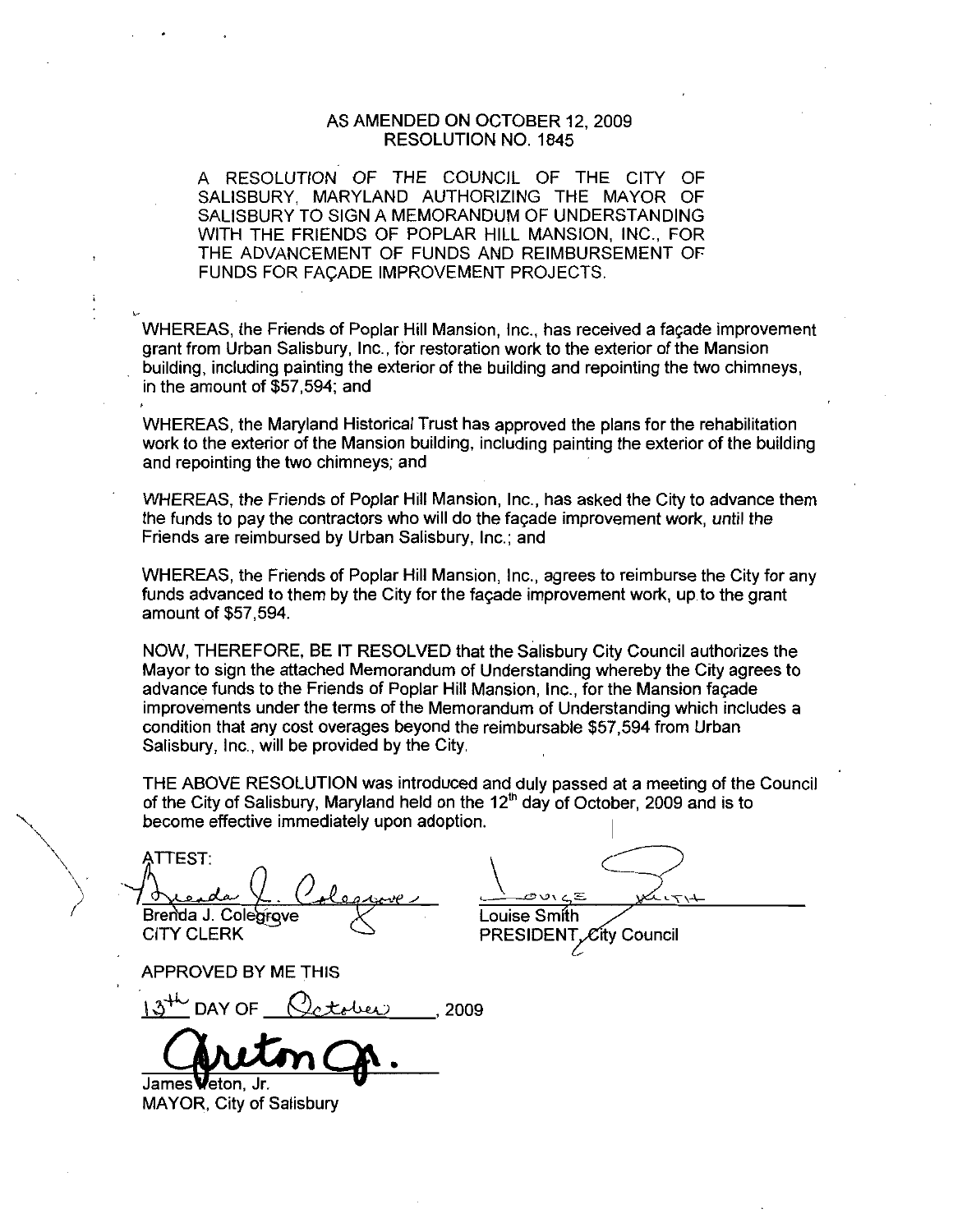AS AMENDED ON OCTOBER 12, 2009
RESOLUTION NO. 1845

A RESOLUTION OF THE COUNCIL OF THE CITY OF SALISBURY, MARYLAND AUTHORIZING THE MAYOR OF SALISBURY TO SIGN A MEMORANDUM OF UNDERSTANDING WITH THE FRIENDS OF POPLAR HILL MANSION, INC., FOR THE ADVANCEMENT OF FUNDS AND REIMBURSEMENT OF FUNDS FOR FAÇADE IMPROVEMENT PROJECTS.

WHEREAS, the Friends of Poplar Hill Mansion, Inc., has received a façade improvement grant from Urban Salisbury, Inc., for restoration work to the exterior of the Mansion building, including painting the exterior of the building and repointing the two chimneys, in the amount of $57,594; and

WHEREAS, the Maryland Historical Trust has approved the plans for the rehabilitation work to the exterior of the Mansion building, including painting the exterior of the building and repointing the two chimneys; and

WHEREAS, the Friends of Poplar Hill Mansion, Inc., has asked the City to advance them the funds to pay the contractors who will do the façade improvement work, until the Friends are reimbursed by Urban Salisbury, Inc.; and

WHEREAS, the Friends of Poplar Hill Mansion, Inc., agrees to reimburse the City for any funds advanced to them by the City for the façade improvement work, up to the grant amount of $57,594.

NOW, THEREFORE, BE IT RESOLVED that the Salisbury City Council authorizes the Mayor to sign the attached Memorandum of Understanding whereby the City agrees to advance funds to the Friends of Poplar Hill Mansion, Inc., for the Mansion façade improvements under the terms of the Memorandum of Understanding which includes a condition that any cost overages beyond the reimbursable $57,594 from Urban Salisbury, Inc., will be provided by the City.

THE ABOVE RESOLUTION was introduced and duly passed at a meeting of the Council of the City of Salisbury, Maryland held on the 12th day of October, 2009 and is to become effective immediately upon adoption.

ATTEST:

Brenda J. Colegrove
CITY CLERK

Louise Smith
PRESIDENT, City Council

APPROVED BY ME THIS

13th DAY OF October, 2009

James Ireton, Jr.
MAYOR, City of Salisbury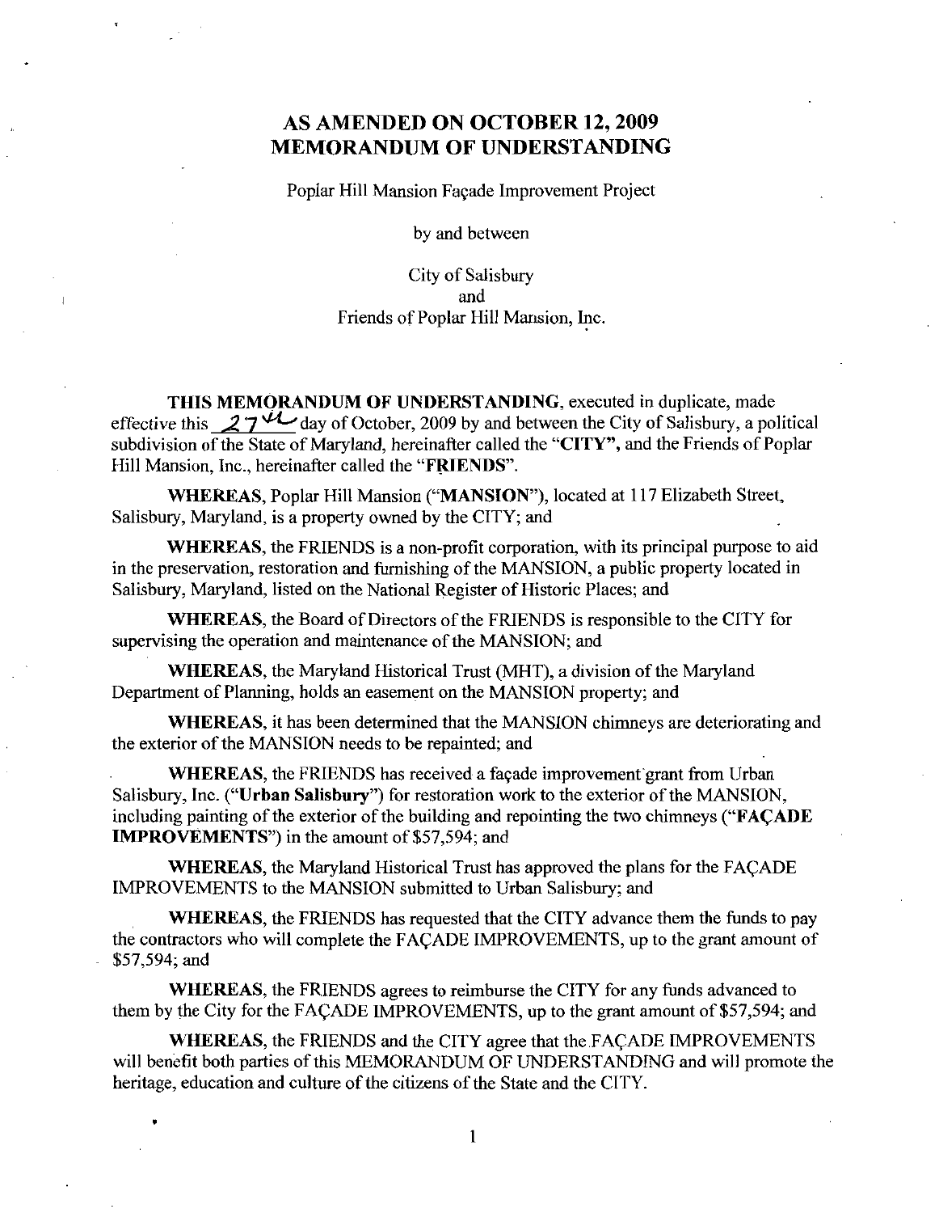# AS AMENDED ON OCTOBER 12, 2009
# MEMORANDUM OF UNDERSTANDING

Poplar Hill Mansion Façade Improvement Project

by and between

City of Salisbury
and
Friends of Poplar Hill Mansion, Inc.

**THIS MEMORANDUM OF UNDERSTANDING**, executed in duplicate, made effective this 27th day of October, 2009 by and between the City of Salisbury, a political subdivision of the State of Maryland, hereinafter called the "**CITY**", and the Friends of Poplar Hill Mansion, Inc., hereinafter called the "**FRIENDS**".

**WHEREAS**, Poplar Hill Mansion ("**MANSION**"), located at 117 Elizabeth Street, Salisbury, Maryland, is a property owned by the CITY; and

**WHEREAS**, the FRIENDS is a non-profit corporation, with its principal purpose to aid in the preservation, restoration and furnishing of the MANSION, a public property located in Salisbury, Maryland, listed on the National Register of Historic Places; and

**WHEREAS**, the Board of Directors of the FRIENDS is responsible to the CITY for supervising the operation and maintenance of the MANSION; and

**WHEREAS**, the Maryland Historical Trust (MHT), a division of the Maryland Department of Planning, holds an easement on the MANSION property; and

**WHEREAS**, it has been determined that the MANSION chimneys are deteriorating and the exterior of the MANSION needs to be repainted; and

**WHEREAS**, the FRIENDS has received a façade improvement grant from Urban Salisbury, Inc. ("**Urban Salisbury**") for restoration work to the exterior of the MANSION, including painting of the exterior of the building and repointing the two chimneys ("**FAÇADE IMPROVEMENTS**") in the amount of $57,594; and

**WHEREAS**, the Maryland Historical Trust has approved the plans for the FAÇADE IMPROVEMENTS to the MANSION submitted to Urban Salisbury; and

**WHEREAS**, the FRIENDS has requested that the CITY advance them the funds to pay the contractors who will complete the FAÇADE IMPROVEMENTS, up to the grant amount of $57,594; and

**WHEREAS**, the FRIENDS agrees to reimburse the CITY for any funds advanced to them by the City for the FAÇADE IMPROVEMENTS, up to the grant amount of $57,594; and

**WHEREAS**, the FRIENDS and the CITY agree that the FAÇADE IMPROVEMENTS will benefit both parties of this MEMORANDUM OF UNDERSTANDING and will promote the heritage, education and culture of the citizens of the State and the CITY.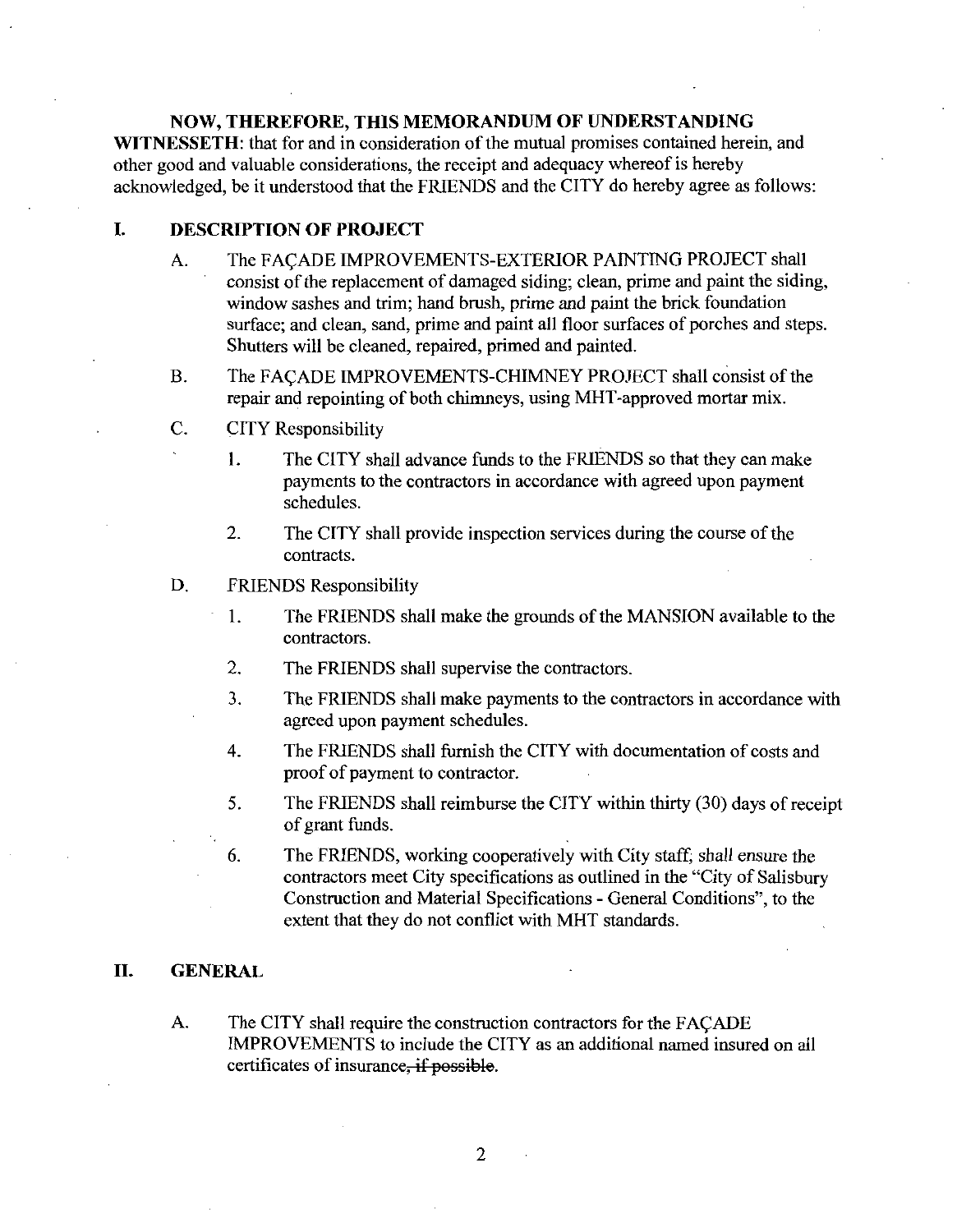**NOW, THEREFORE, THIS MEMORANDUM OF UNDERSTANDING WITNESSETH**: that for and in consideration of the mutual promises contained herein, and other good and valuable considerations, the receipt and adequacy whereof is hereby acknowledged, be it understood that the FRIENDS and the CITY do hereby agree as follows:

## I. DESCRIPTION OF PROJECT

A. The FAÇADE IMPROVEMENTS-EXTERIOR PAINTING PROJECT shall consist of the replacement of damaged siding; clean, prime and paint the siding, window sashes and trim; hand brush, prime and paint the brick foundation surface; and clean, sand, prime and paint all floor surfaces of porches and steps. Shutters will be cleaned, repaired, primed and painted.

B. The FAÇADE IMPROVEMENTS-CHIMNEY PROJECT shall consist of the repair and repointing of both chimneys, using MHT-approved mortar mix.

C. CITY Responsibility

1. The CITY shall advance funds to the FRIENDS so that they can make payments to the contractors in accordance with agreed upon payment schedules.
2. The CITY shall provide inspection services during the course of the contracts.

D. FRIENDS Responsibility

1. The FRIENDS shall make the grounds of the MANSION available to the contractors.
2. The FRIENDS shall supervise the contractors.
3. The FRIENDS shall make payments to the contractors in accordance with agreed upon payment schedules.
4. The FRIENDS shall furnish the CITY with documentation of costs and proof of payment to contractor.
5. The FRIENDS shall reimburse the CITY within thirty (30) days of receipt of grant funds.
6. The FRIENDS, working cooperatively with City staff, shall ensure the contractors meet City specifications as outlined in the "City of Salisbury Construction and Material Specifications - General Conditions", to the extent that they do not conflict with MHT standards.

## II. GENERAL

A. The CITY shall require the construction contractors for the FAÇADE IMPROVEMENTS to include the CITY as an additional named insured on all certificates of insurance~~, if possible~~.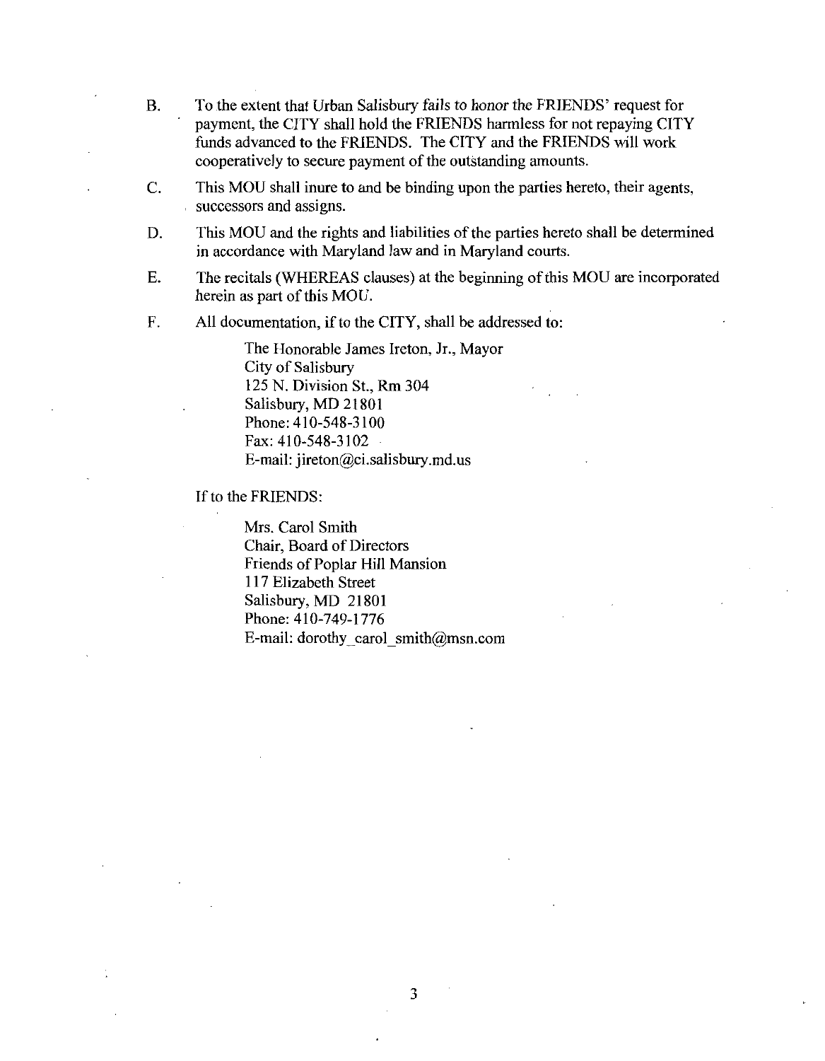B. To the extent that Urban Salisbury fails to honor the FRIENDS' request for payment, the CITY shall hold the FRIENDS harmless for not repaying CITY funds advanced to the FRIENDS. The CITY and the FRIENDS will work cooperatively to secure payment of the outstanding amounts.

C. This MOU shall inure to and be binding upon the parties hereto, their agents, successors and assigns.

D. This MOU and the rights and liabilities of the parties hereto shall be determined in accordance with Maryland law and in Maryland courts.

E. The recitals (WHEREAS clauses) at the beginning of this MOU are incorporated herein as part of this MOU.

F. All documentation, if to the CITY, shall be addressed to:

The Honorable James Ireton, Jr., Mayor
City of Salisbury
125 N. Division St., Rm 304
Salisbury, MD 21801
Phone: 410-548-3100
Fax: 410-548-3102
E-mail: jireton@ci.salisbury.md.us

If to the FRIENDS:

Mrs. Carol Smith
Chair, Board of Directors
Friends of Poplar Hill Mansion
117 Elizabeth Street
Salisbury, MD 21801
Phone: 410-749-1776
E-mail: dorothy_carol_smith@msn.com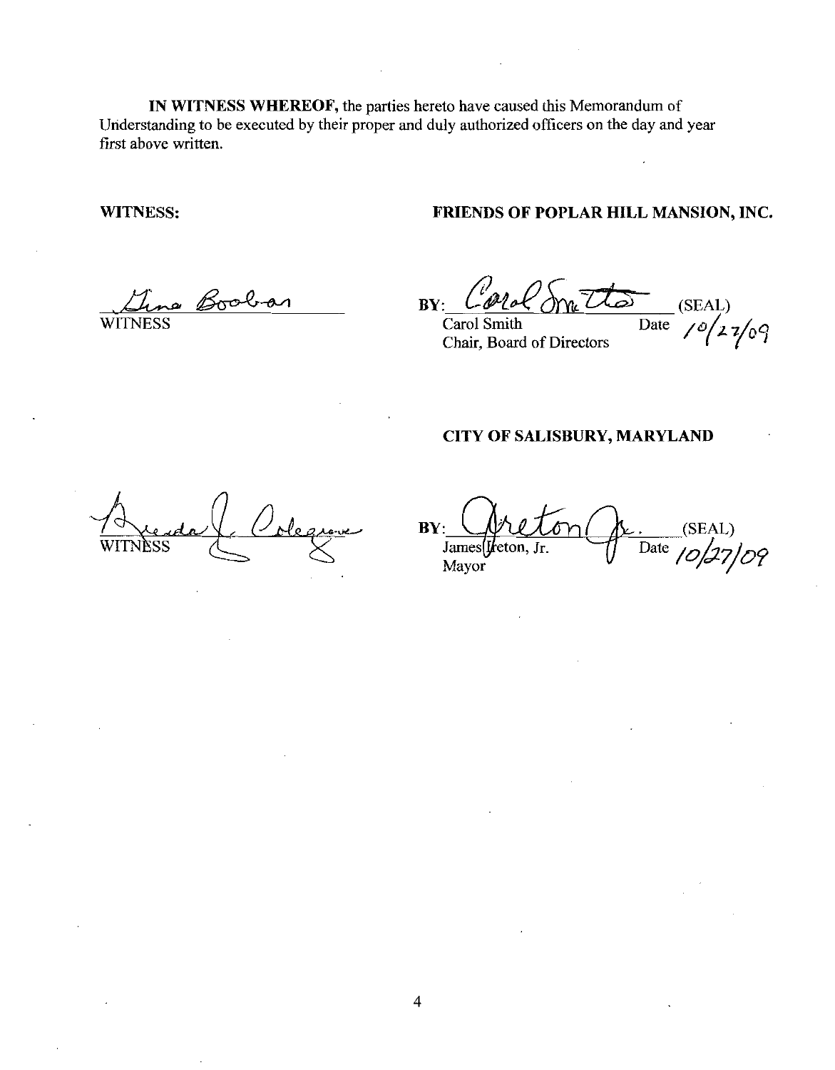**IN WITNESS WHEREOF,** the parties hereto have caused this Memorandum of Understanding to be executed by their proper and duly authorized officers on the day and year first above written.

**WITNESS:** **FRIENDS OF POPLAR HILL MANSION, INC.**

Gina Boobar
WITNESS

BY: Carol Smith (SEAL)
Carol Smith Date 10/27/09
Chair, Board of Directors

**CITY OF SALISBURY, MARYLAND**

Brenda J. Colegrove
WITNESS

BY: Ireton Jr. (SEAL)
James Ireton, Jr. Date 10/27/09
Mayor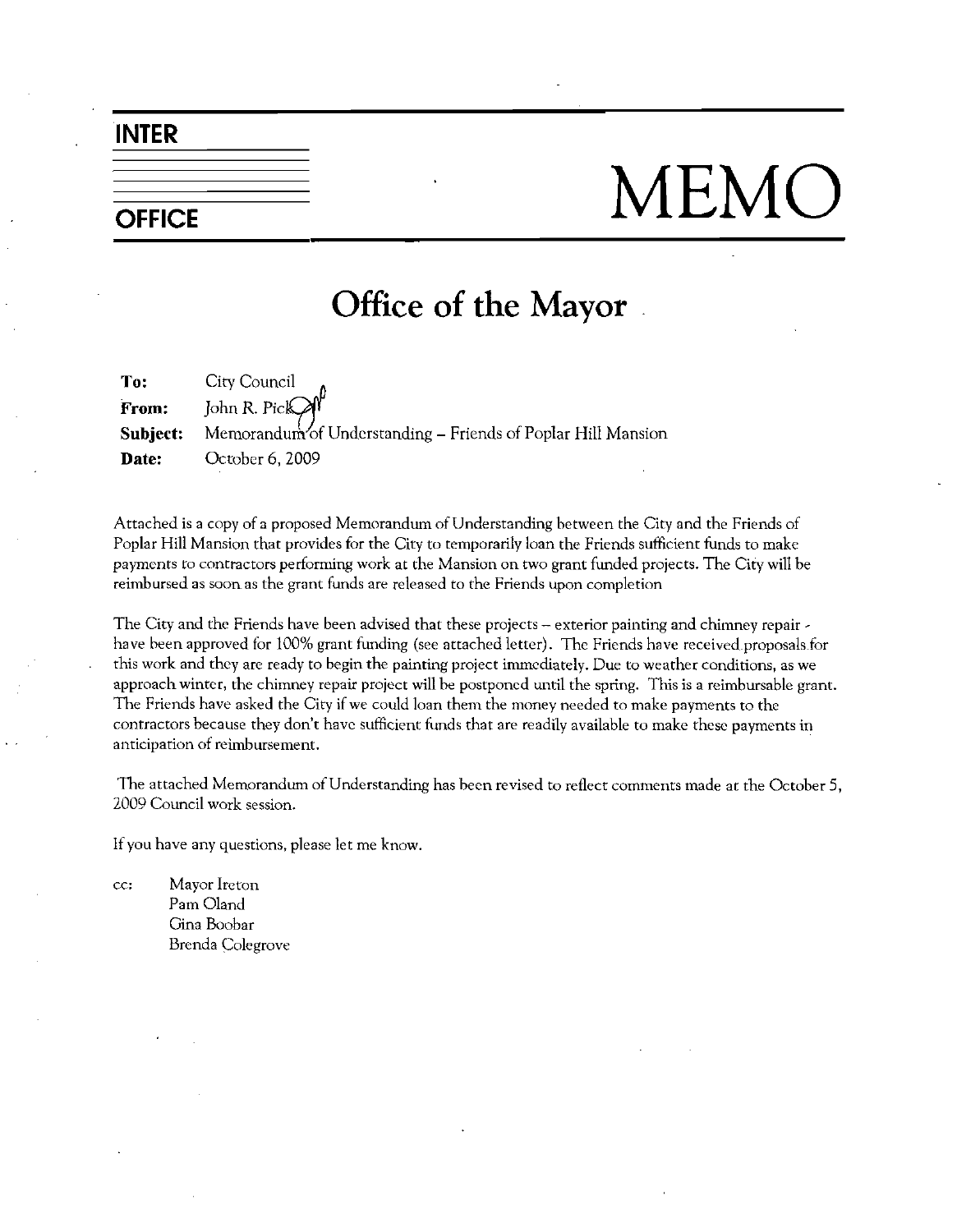**INTER**

**OFFICE**

# MEMO

## Office of the Mayor

**To:** City Council

**From:** John R. Pick

**Subject:** Memorandum of Understanding – Friends of Poplar Hill Mansion

**Date:** October 6, 2009

Attached is a copy of a proposed Memorandum of Understanding between the City and the Friends of Poplar Hill Mansion that provides for the City to temporarily loan the Friends sufficient funds to make payments to contractors performing work at the Mansion on two grant funded projects. The City will be reimbursed as soon as the grant funds are released to the Friends upon completion

The City and the Friends have been advised that these projects – exterior painting and chimney repair - have been approved for 100% grant funding (see attached letter). The Friends have received proposals for this work and they are ready to begin the painting project immediately. Due to weather conditions, as we approach winter, the chimney repair project will be postponed until the spring. This is a reimbursable grant. The Friends have asked the City if we could loan them the money needed to make payments to the contractors because they don't have sufficient funds that are readily available to make these payments in anticipation of reimbursement.

The attached Memorandum of Understanding has been revised to reflect comments made at the October 5, 2009 Council work session.

If you have any questions, please let me know.

cc: Mayor Ireton
Pam Oland
Gina Boobar
Brenda Colegrove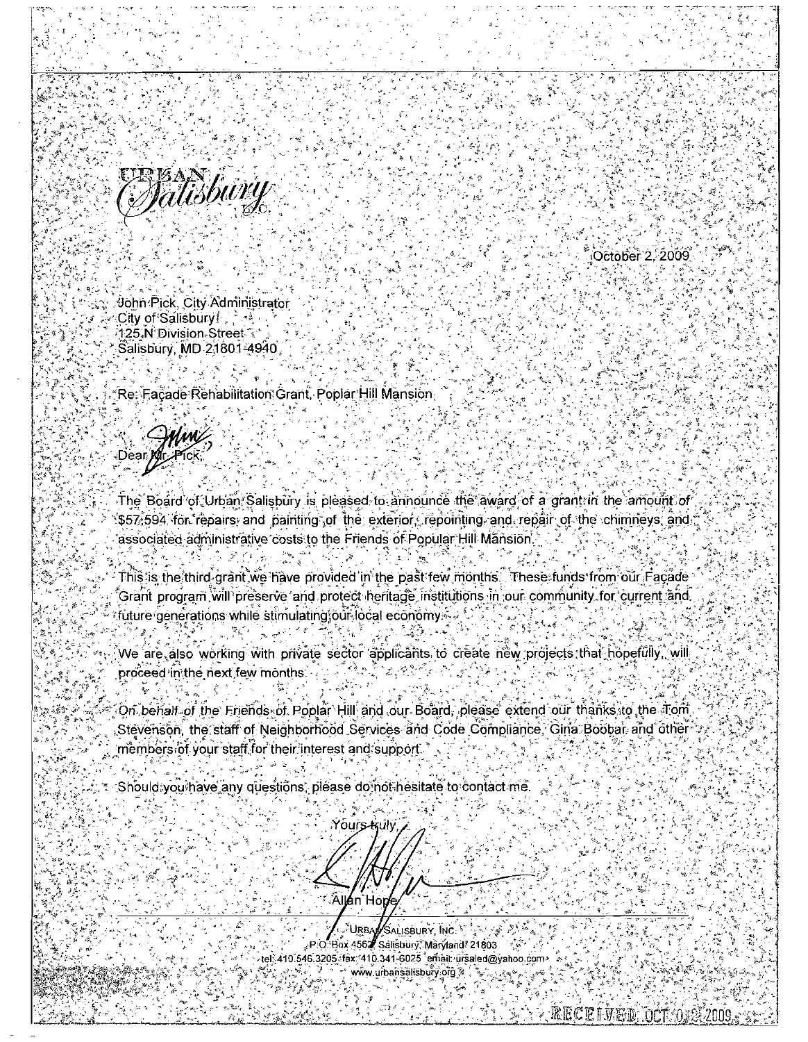URBAN Salisbury INC.

October 2, 2009

John Pick, City Administrator
City of Salisbury
125 N Division Street
Salisbury, MD 21801-4940

Re: Façade Rehabilitation Grant, Poplar Hill Mansion

Dear Mr. Pick, John

The Board of Urban Salisbury is pleased to announce the award of a grant in the amount of $57,594 for repairs and painting of the exterior, repointing and repair of the chimneys, and associated administrative costs to the Friends of Popular Hill Mansion.

This is the third grant we have provided in the past few months. These funds from our Façade Grant program will preserve and protect heritage institutions in our community for current and future generations while stimulating our local economy.

We are also working with private sector applicants to create new projects that hopefully, will proceed in the next few months.

On behalf of the Friends of Poplar Hill and our Board, please extend our thanks to the Tom Stevenson, the staff of Neighborhood Services and Code Compliance, Gina Boobar and other members of your staff for their interest and support.

Should you have any questions, please do not hesitate to contact me.

Yours truly,

Allan Hope

URBAN SALISBURY, INC.
P.O. Box 4562 Salisbury, Maryland 21803
tel: 410.546.3205 fax: 410.341-6025 email: ursaled@yahoo.com
www.urbansalisbury.org

RECEIVED OCT 02 2009